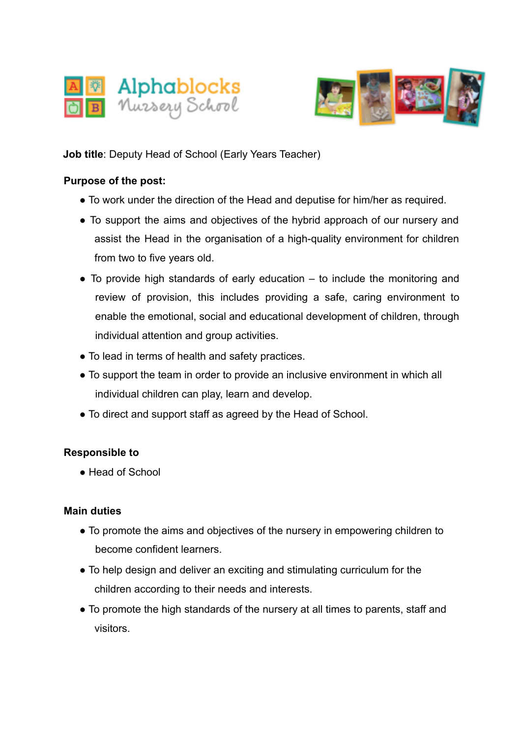Alphablocks Nursery School

**Job title**: Deputy Head of School (Early Years Teacher)

**Purpose of the post:**

- To work under the direction of the Head and deputise for him/her as required.
- To support the aims and objectives of the hybrid approach of our nursery and assist the Head in the organisation of a high-quality environment for children from two to five years old.
- To provide high standards of early education – to include the monitoring and review of provision, this includes providing a safe, caring environment to enable the emotional, social and educational development of children, through individual attention and group activities.
- To lead in terms of health and safety practices.
- To support the team in order to provide an inclusive environment in which all individual children can play, learn and develop.
- To direct and support staff as agreed by the Head of School.

**Responsible to**

- Head of School

**Main duties**

- To promote the aims and objectives of the nursery in empowering children to become confident learners.
- To help design and deliver an exciting and stimulating curriculum for the children according to their needs and interests.
- To promote the high standards of the nursery at all times to parents, staff and visitors.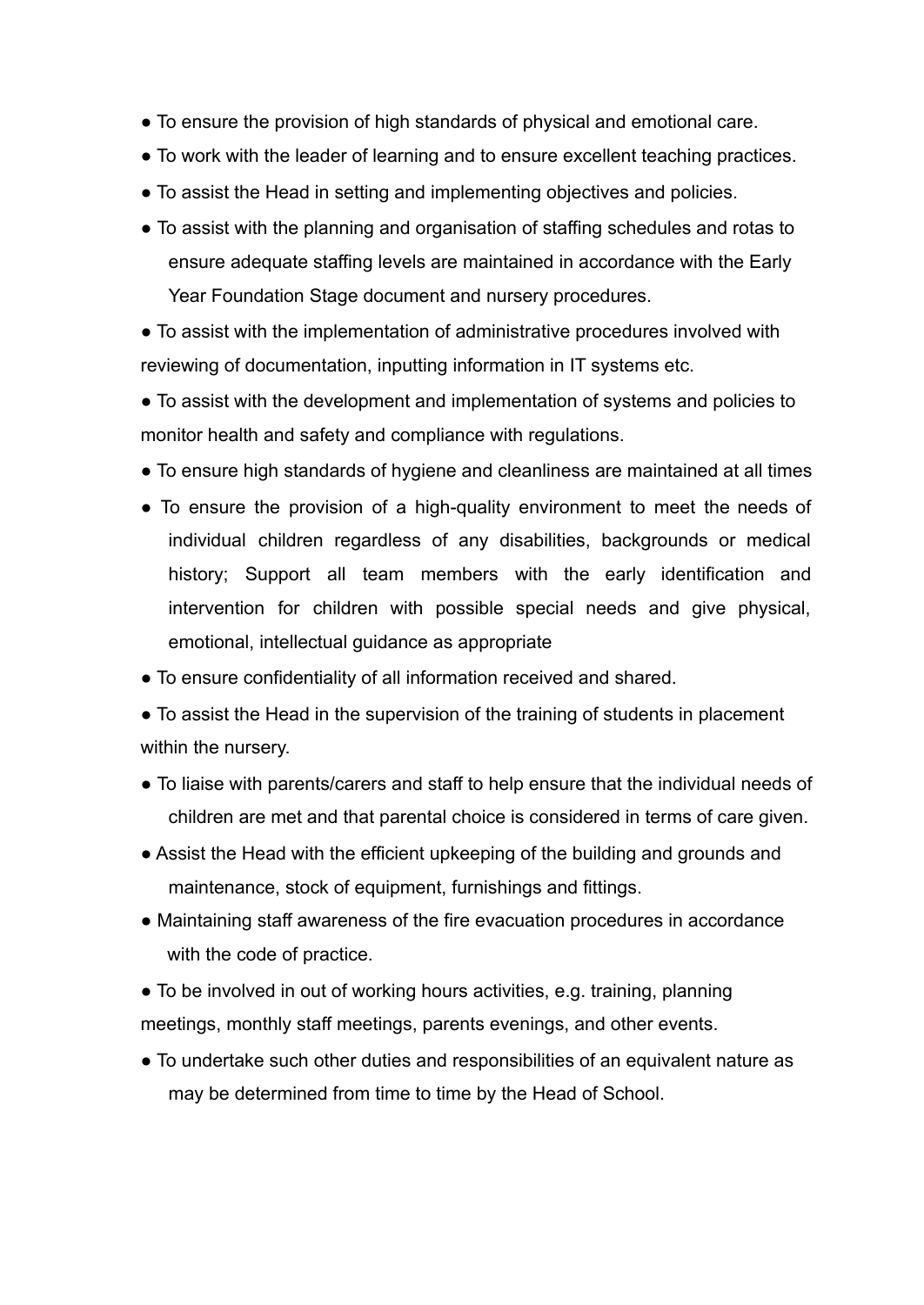- To ensure the provision of high standards of physical and emotional care.
- To work with the leader of learning and to ensure excellent teaching practices.
- To assist the Head in setting and implementing objectives and policies.
- To assist with the planning and organisation of staffing schedules and rotas to ensure adequate staffing levels are maintained in accordance with the Early Year Foundation Stage document and nursery procedures.
- To assist with the implementation of administrative procedures involved with reviewing of documentation, inputting information in IT systems etc.
- To assist with the development and implementation of systems and policies to monitor health and safety and compliance with regulations.
- To ensure high standards of hygiene and cleanliness are maintained at all times
- To ensure the provision of a high-quality environment to meet the needs of individual children regardless of any disabilities, backgrounds or medical history; Support all team members with the early identification and intervention for children with possible special needs and give physical, emotional, intellectual guidance as appropriate
- To ensure confidentiality of all information received and shared.
- To assist the Head in the supervision of the training of students in placement within the nursery.
- To liaise with parents/carers and staff to help ensure that the individual needs of children are met and that parental choice is considered in terms of care given.
- Assist the Head with the efficient upkeeping of the building and grounds and maintenance, stock of equipment, furnishings and fittings.
- Maintaining staff awareness of the fire evacuation procedures in accordance with the code of practice.
- To be involved in out of working hours activities, e.g. training, planning meetings, monthly staff meetings, parents evenings, and other events.
- To undertake such other duties and responsibilities of an equivalent nature as may be determined from time to time by the Head of School.